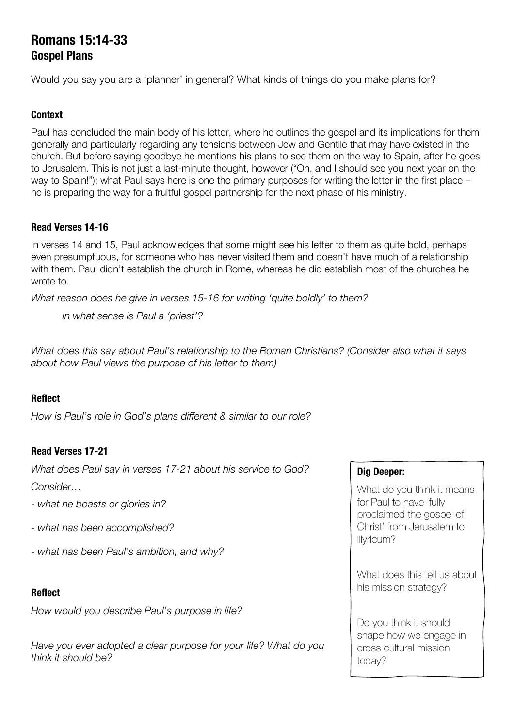# Romans 15:14-33
## Gospel Plans

Would you say you are a 'planner' in general? What kinds of things do you make plans for?

### Context

Paul has concluded the main body of his letter, where he outlines the gospel and its implications for them generally and particularly regarding any tensions between Jew and Gentile that may have existed in the church. But before saying goodbye he mentions his plans to see them on the way to Spain, after he goes to Jerusalem. This is not just a last-minute thought, however ("Oh, and I should see you next year on the way to Spain!"); what Paul says here is one the primary purposes for writing the letter in the first place – he is preparing the way for a fruitful gospel partnership for the next phase of his ministry.

### Read Verses 14-16

In verses 14 and 15, Paul acknowledges that some might see his letter to them as quite bold, perhaps even presumptuous, for someone who has never visited them and doesn't have much of a relationship with them. Paul didn't establish the church in Rome, whereas he did establish most of the churches he wrote to.

*What reason does he give in verses 15-16 for writing 'quite boldly' to them?*

> *In what sense is Paul a 'priest'?*

*What does this say about Paul's relationship to the Roman Christians? (Consider also what it says about how Paul views the purpose of his letter to them)*

### Reflect

*How is Paul's role in God's plans different & similar to our role?*

### Read Verses 17-21

*What does Paul say in verses 17-21 about his service to God?*

*Consider…*

- *what he boasts or glories in?*
- *what has been accomplished?*
- *what has been Paul's ambition, and why?*

### Reflect

*How would you describe Paul's purpose in life?*

*Have you ever adopted a clear purpose for your life? What do you think it should be?*

**Dig Deeper:**

What do you think it means for Paul to have 'fully proclaimed the gospel of Christ' from Jerusalem to Illyricum?

What does this tell us about his mission strategy?

Do you think it should shape how we engage in cross cultural mission today?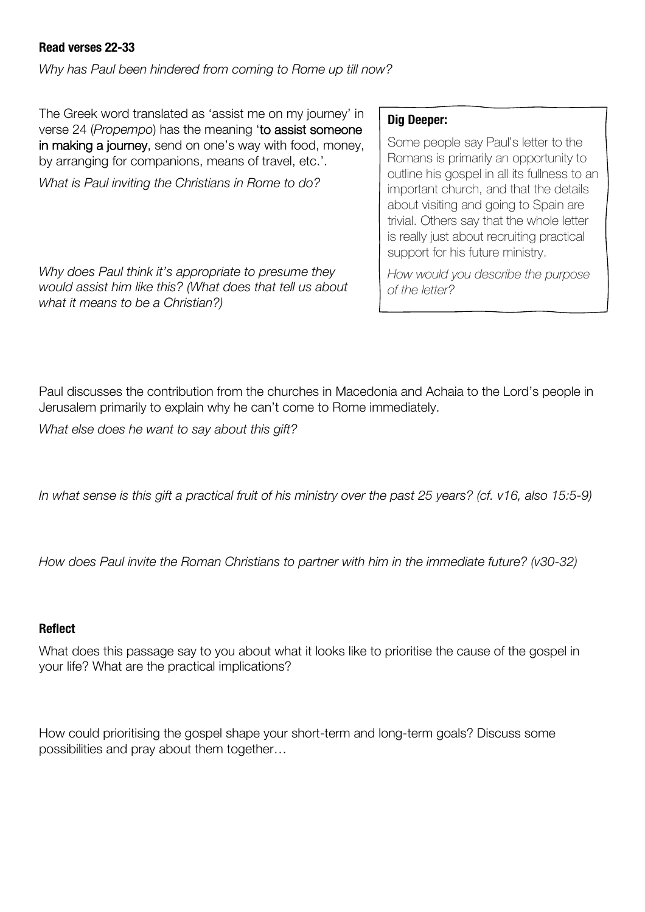**Read verses 22-33**

*Why has Paul been hindered from coming to Rome up till now?*

The Greek word translated as 'assist me on my journey' in verse 24 (*Propempo*) has the meaning 'to assist someone in making a journey, send on one's way with food, money, by arranging for companions, means of travel, etc.'.

*What is Paul inviting the Christians in Rome to do?*

*Why does Paul think it's appropriate to presume they would assist him like this? (What does that tell us about what it means to be a Christian?)*

> **Dig Deeper:**
>
> Some people say Paul's letter to the Romans is primarily an opportunity to outline his gospel in all its fullness to an important church, and that the details about visiting and going to Spain are trivial. Others say that the whole letter is really just about recruiting practical support for his future ministry.
>
> *How would you describe the purpose of the letter?*

Paul discusses the contribution from the churches in Macedonia and Achaia to the Lord's people in Jerusalem primarily to explain why he can't come to Rome immediately.

*What else does he want to say about this gift?*

*In what sense is this gift a practical fruit of his ministry over the past 25 years? (cf. v16, also 15:5-9)*

*How does Paul invite the Roman Christians to partner with him in the immediate future? (v30-32)*

**Reflect**

What does this passage say to you about what it looks like to prioritise the cause of the gospel in your life? What are the practical implications?

How could prioritising the gospel shape your short-term and long-term goals? Discuss some possibilities and pray about them together…